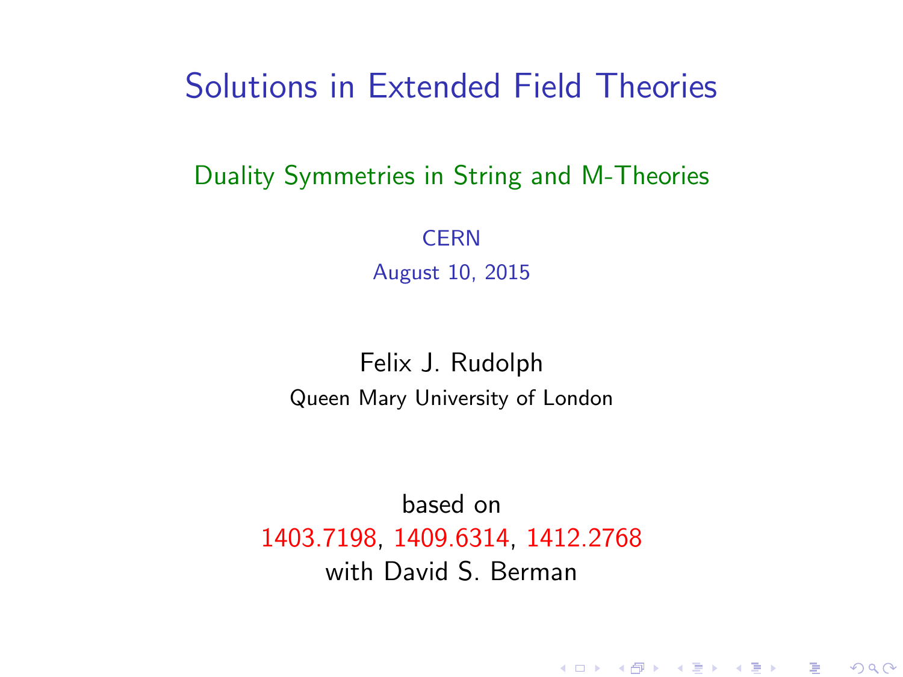# Solutions in Extended Field Theories

Duality Symmetries in String and M-Theories

CERN

August 10, 2015

Felix J. Rudolph

Queen Mary University of London

based on

1403.7198, 1409.6314, 1412.2768

with David S. Berman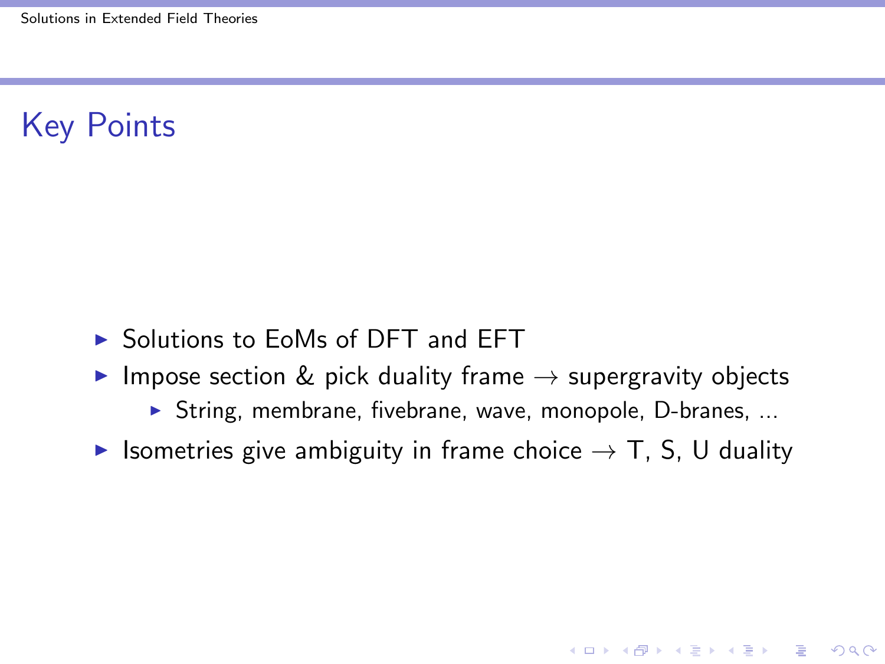# Key Points

- Solutions to EoMs of DFT and EFT
- Impose section & pick duality frame $\rightarrow$ supergravity objects
  - String, membrane, fivebrane, wave, monopole, D-branes, ...
- Isometries give ambiguity in frame choice $\rightarrow$ T, S, U duality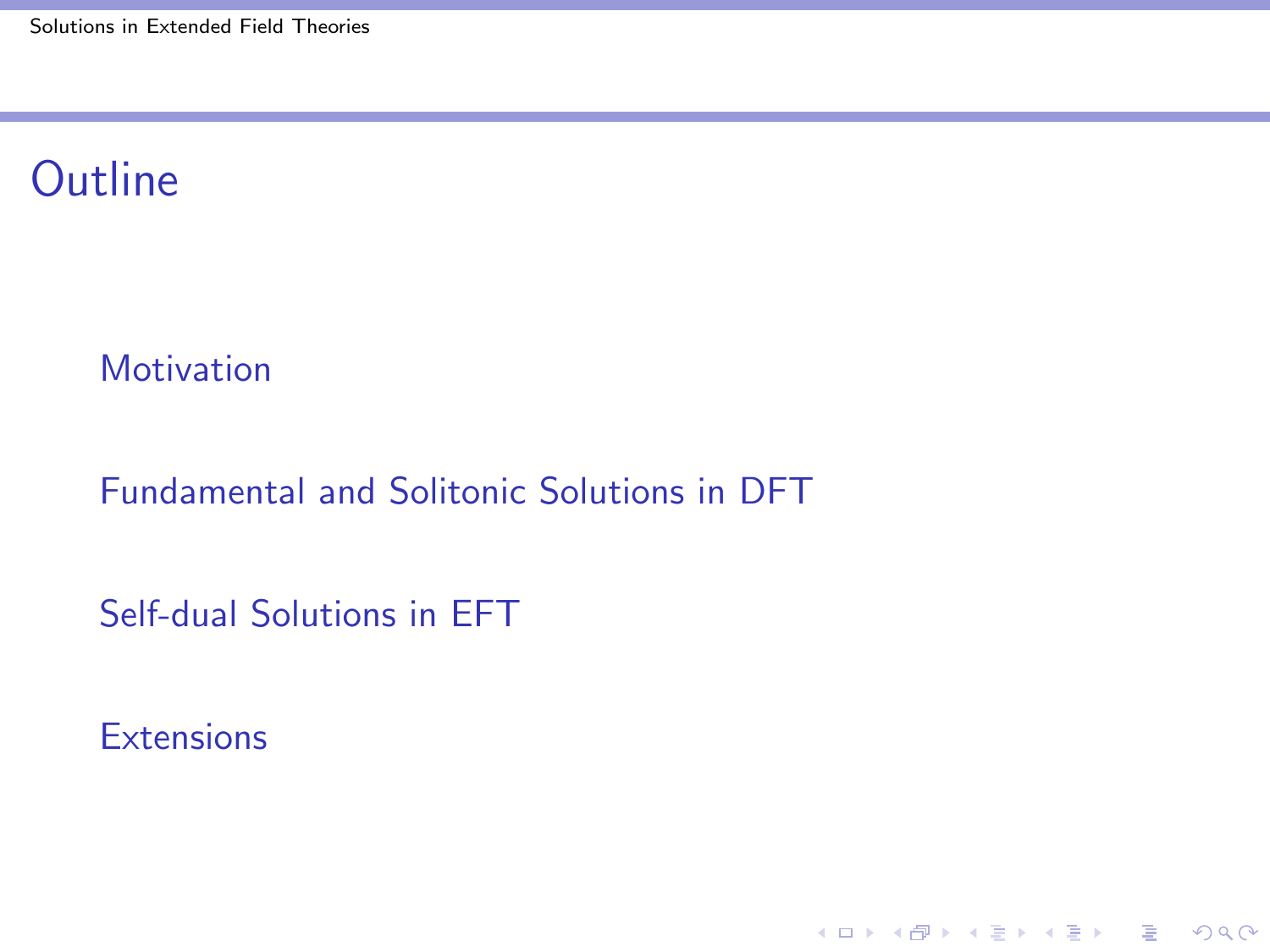# Outline

Motivation

Fundamental and Solitonic Solutions in DFT

Self-dual Solutions in EFT

Extensions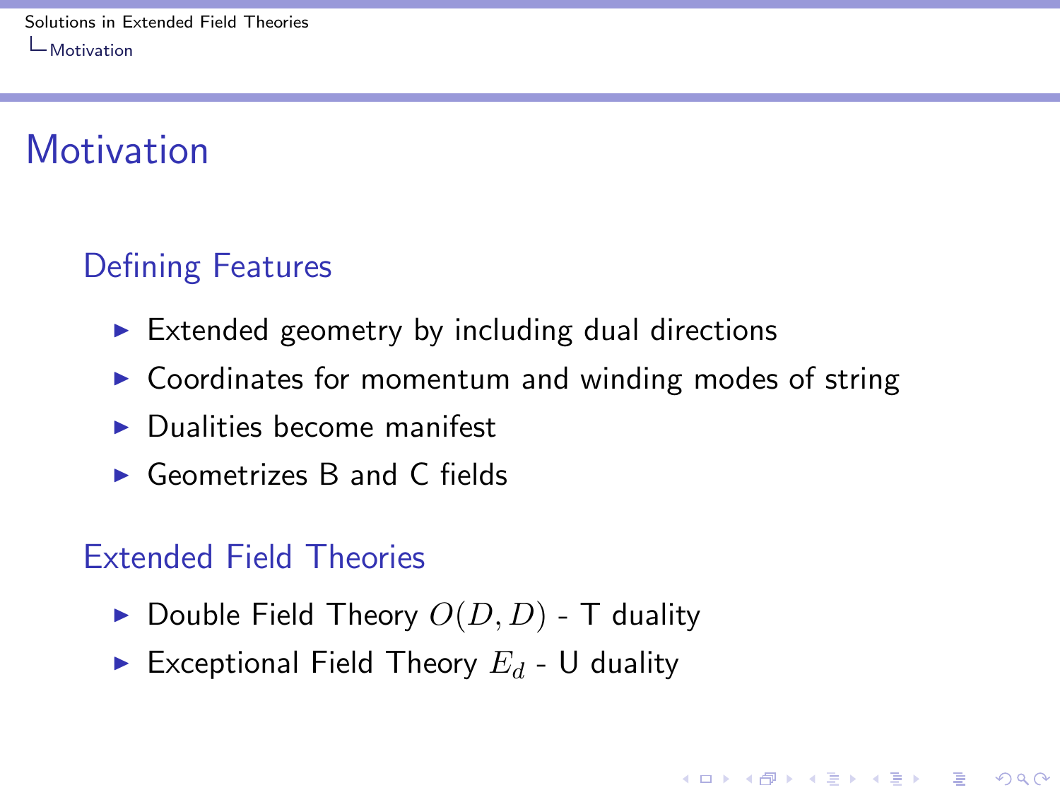# Motivation

## Defining Features

- Extended geometry by including dual directions
- Coordinates for momentum and winding modes of string
- Dualities become manifest
- Geometrizes B and C fields

## Extended Field Theories

- Double Field Theory $O(D, D)$ - T duality
- Exceptional Field Theory $E_d$ - U duality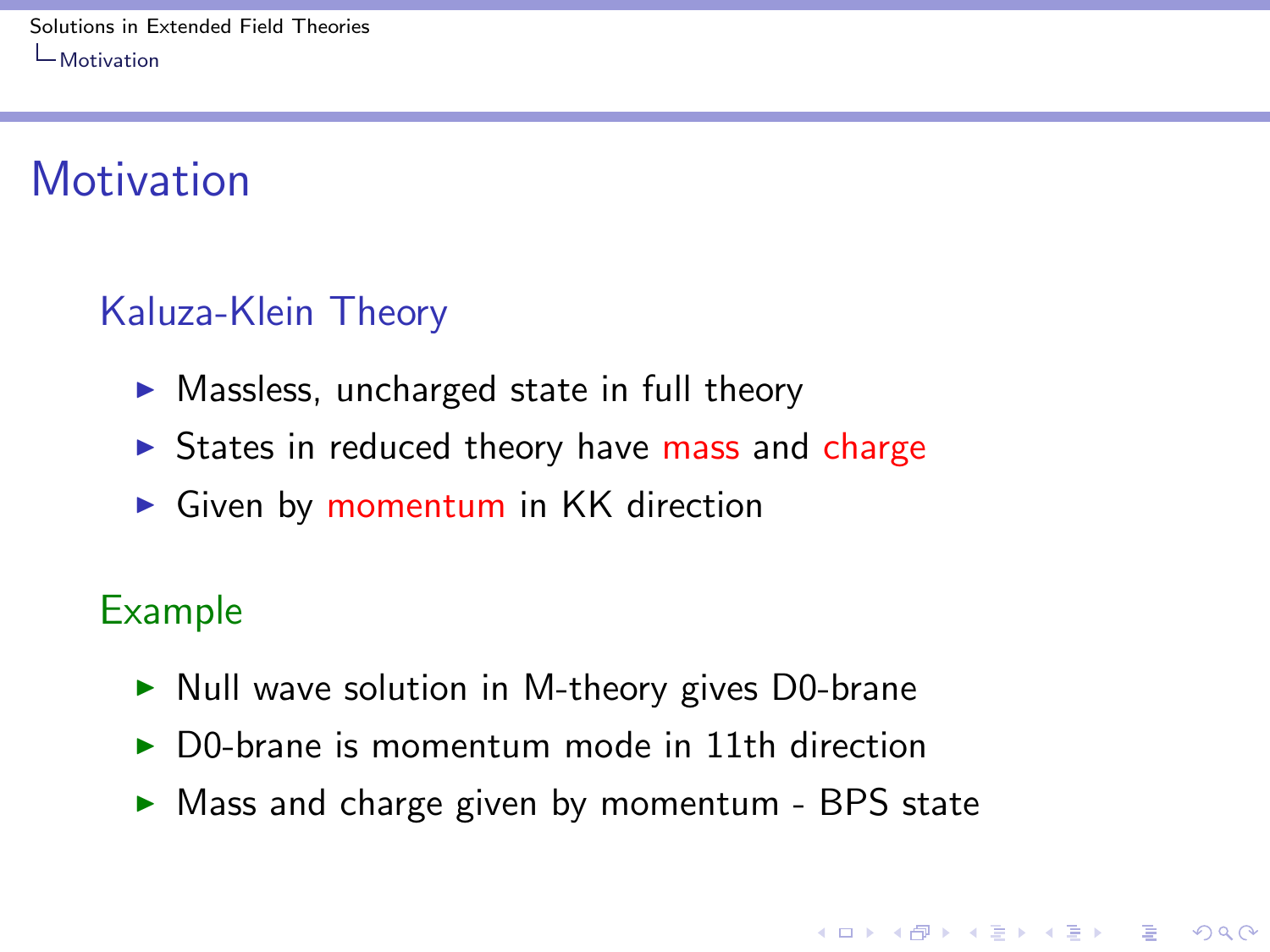# Motivation

## Kaluza-Klein Theory

- Massless, uncharged state in full theory
- States in reduced theory have mass and charge
- Given by momentum in KK direction

## Example

- Null wave solution in M-theory gives D0-brane
- D0-brane is momentum mode in 11th direction
- Mass and charge given by momentum - BPS state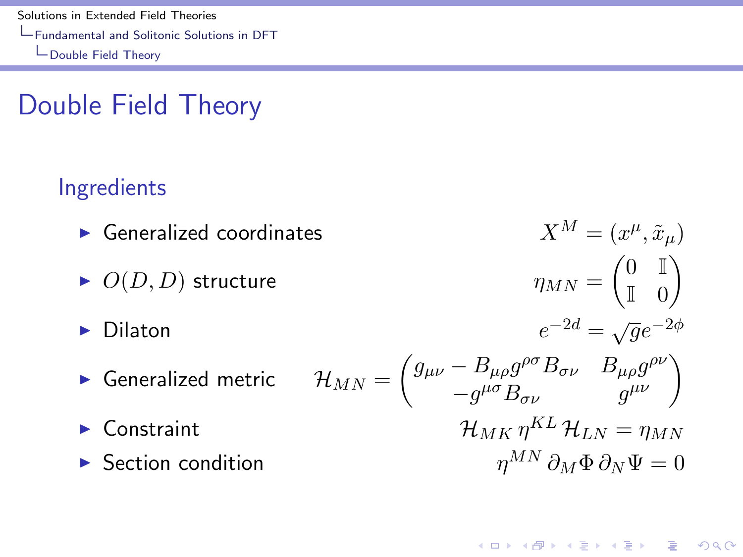# Double Field Theory

## Ingredients

- Generalized coordinates $$X^M = (x^\mu, \tilde{x}_\mu)$$
- $O(D,D)$ structure $$\eta_{MN} = \begin{pmatrix} 0 & \mathbb{I} \\ \mathbb{I} & 0 \end{pmatrix}$$
- Dilaton $$e^{-2d} = \sqrt{g} e^{-2\phi}$$
- Generalized metric $$\mathcal{H}_{MN} = \begin{pmatrix} g_{\mu\nu} - B_{\mu\rho} g^{\rho\sigma} B_{\sigma\nu} & B_{\mu\rho} g^{\rho\nu} \\ -g^{\mu\sigma} B_{\sigma\nu} & g^{\mu\nu} \end{pmatrix}$$
- Constraint $$\mathcal{H}_{MK} \, \eta^{KL} \, \mathcal{H}_{LN} = \eta_{MN}$$
- Section condition $$\eta^{MN} \, \partial_M \Phi \, \partial_N \Psi = 0$$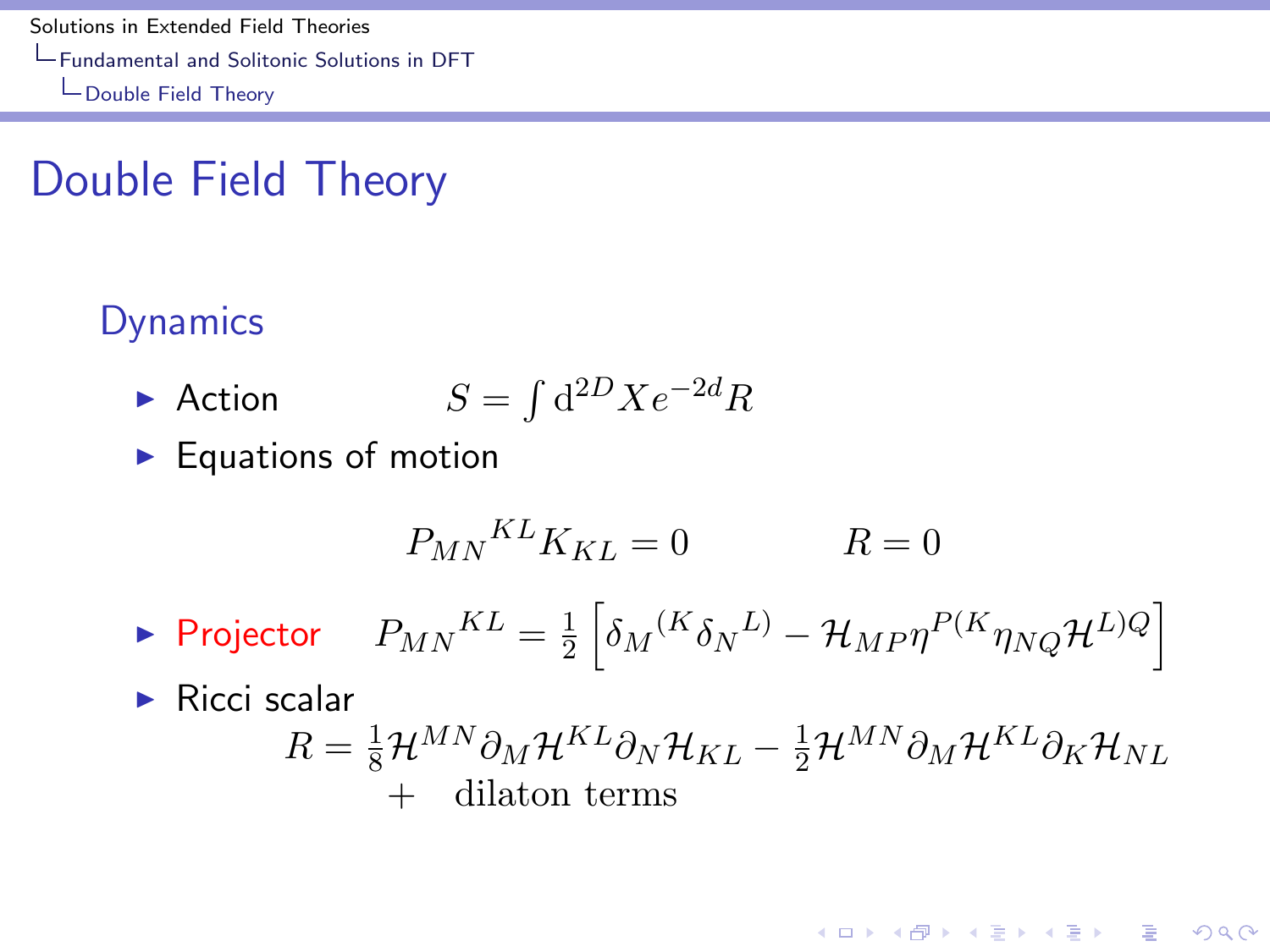# Double Field Theory

## Dynamics

- Action $S = \int \mathrm{d}^{2D} X e^{-2d} R$
- Equations of motion

$$P_{MN}{}^{KL} K_{KL} = 0 \qquad\qquad R = 0$$

- Projector $P_{MN}{}^{KL} = \frac{1}{2}\left[\delta_M{}^{(K}\delta_N{}^{L)} - \mathcal{H}_{MP}\eta^{P(K}\eta_{NQ}\mathcal{H}^{L)Q}\right]$
- Ricci scalar

$$R = \tfrac{1}{8}\mathcal{H}^{MN}\partial_M\mathcal{H}^{KL}\partial_N\mathcal{H}_{KL} - \tfrac{1}{2}\mathcal{H}^{MN}\partial_M\mathcal{H}^{KL}\partial_K\mathcal{H}_{NL}$$
$$+ \quad \text{dilaton terms}$$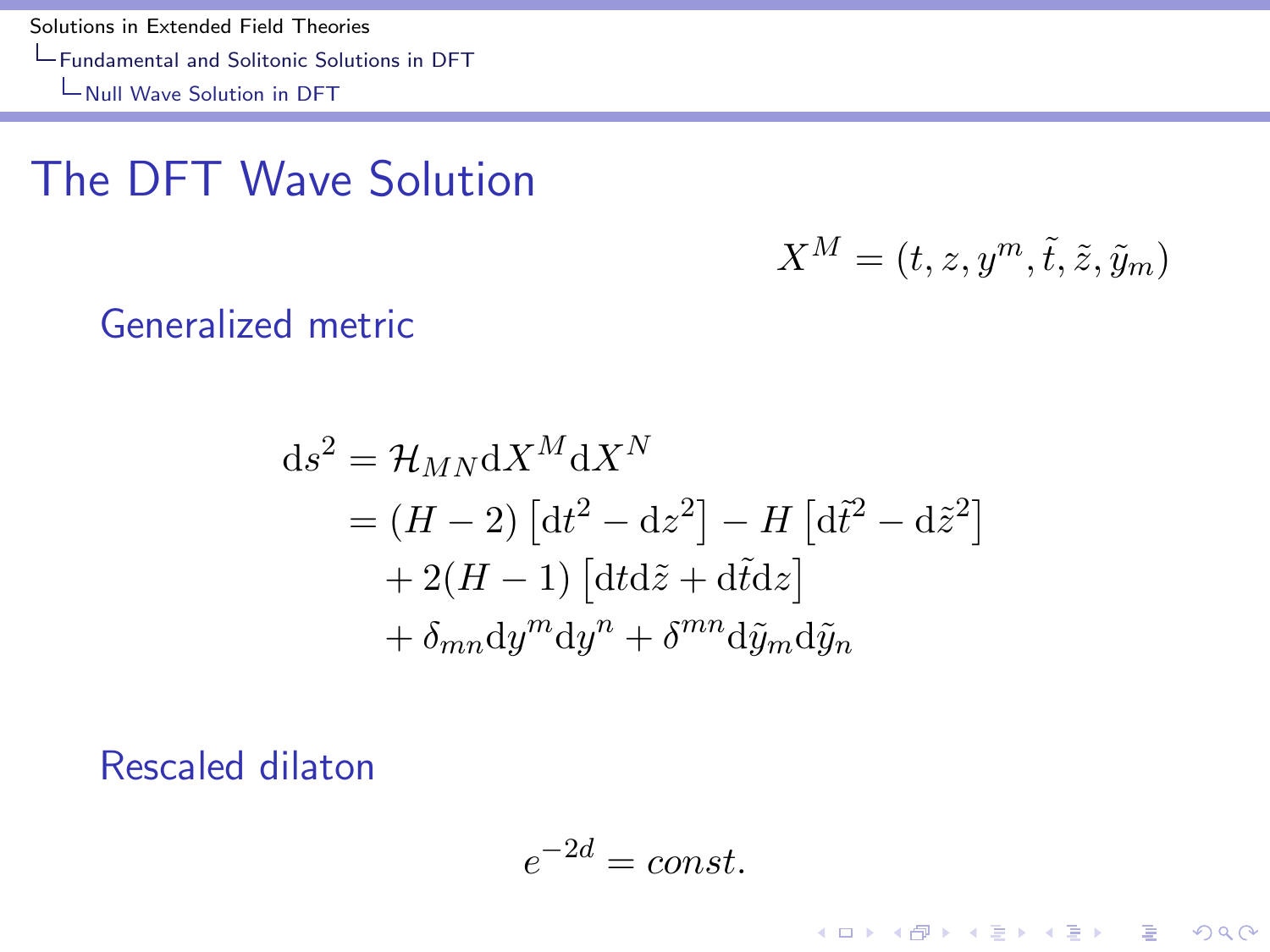# The DFT Wave Solution

$$X^M = (t, z, y^m, \tilde{t}, \tilde{z}, \tilde{y}_m)$$

## Generalized metric

$$\begin{aligned}
\mathrm{d}s^2 &= \mathcal{H}_{MN}\mathrm{d}X^M\mathrm{d}X^N \\
&= (H-2)\left[\mathrm{d}t^2 - \mathrm{d}z^2\right] - H\left[\mathrm{d}\tilde{t}^2 - \mathrm{d}\tilde{z}^2\right] \\
&\quad + 2(H-1)\left[\mathrm{d}t\mathrm{d}\tilde{z} + \mathrm{d}\tilde{t}\mathrm{d}z\right] \\
&\quad + \delta_{mn}\mathrm{d}y^m\mathrm{d}y^n + \delta^{mn}\mathrm{d}\tilde{y}_m\mathrm{d}\tilde{y}_n
\end{aligned}$$

## Rescaled dilaton

$$e^{-2d} = const.$$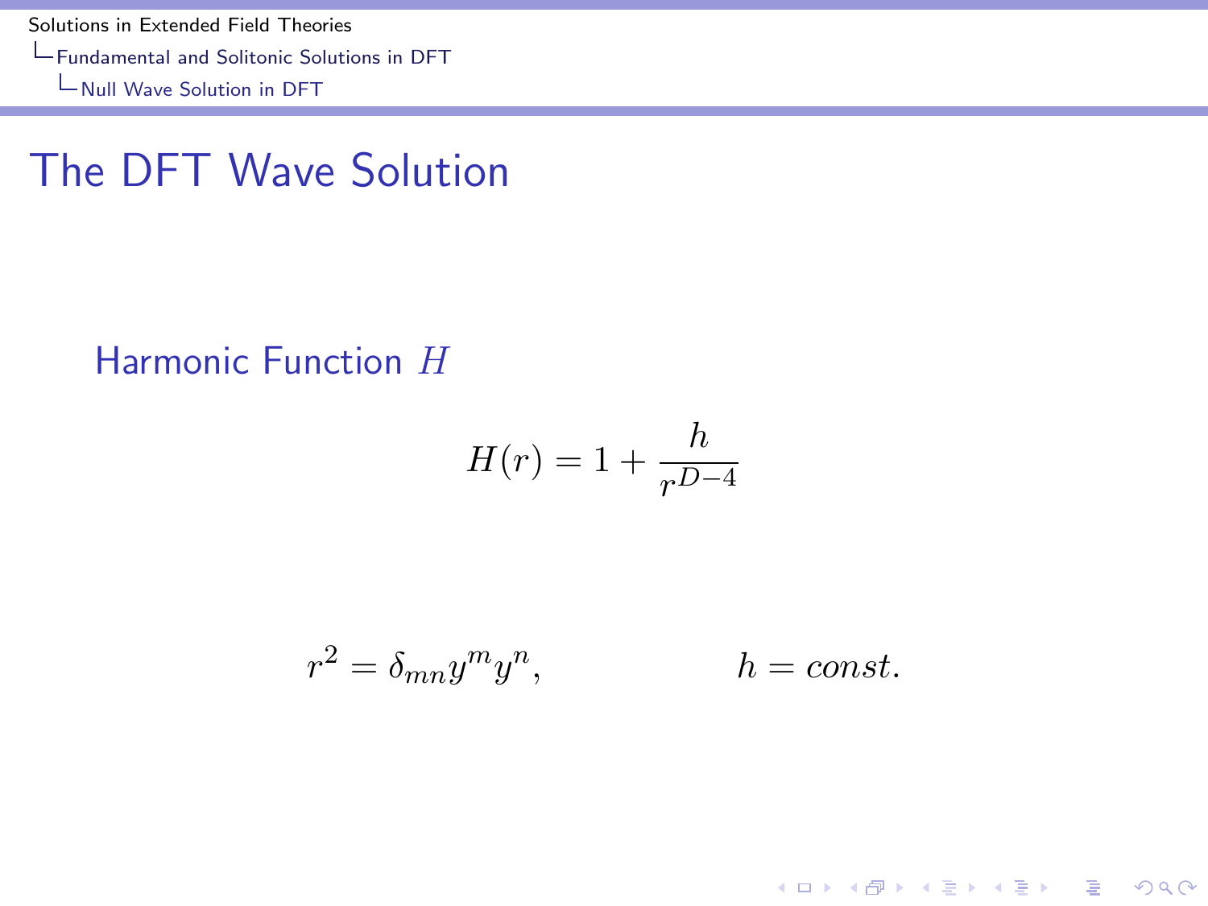# The DFT Wave Solution

## Harmonic Function $H$

$$H(r) = 1 + \frac{h}{r^{D-4}}$$

$$r^2 = \delta_{mn} y^m y^n, \qquad\qquad h = const.$$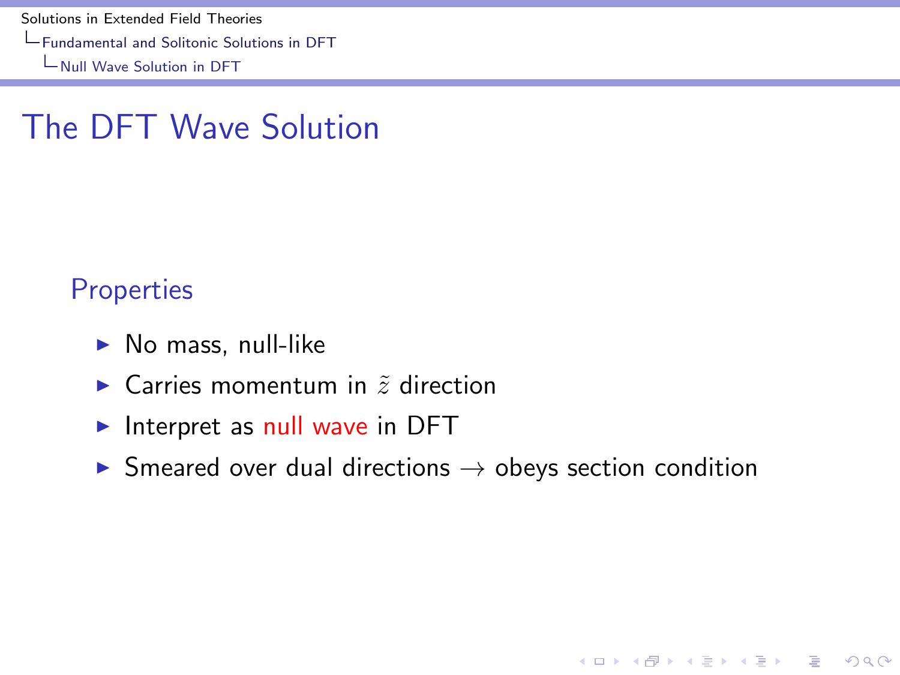# The DFT Wave Solution

## Properties

- No mass, null-like
- Carries momentum in $\tilde{z}$ direction
- Interpret as null wave in DFT
- Smeared over dual directions $\rightarrow$ obeys section condition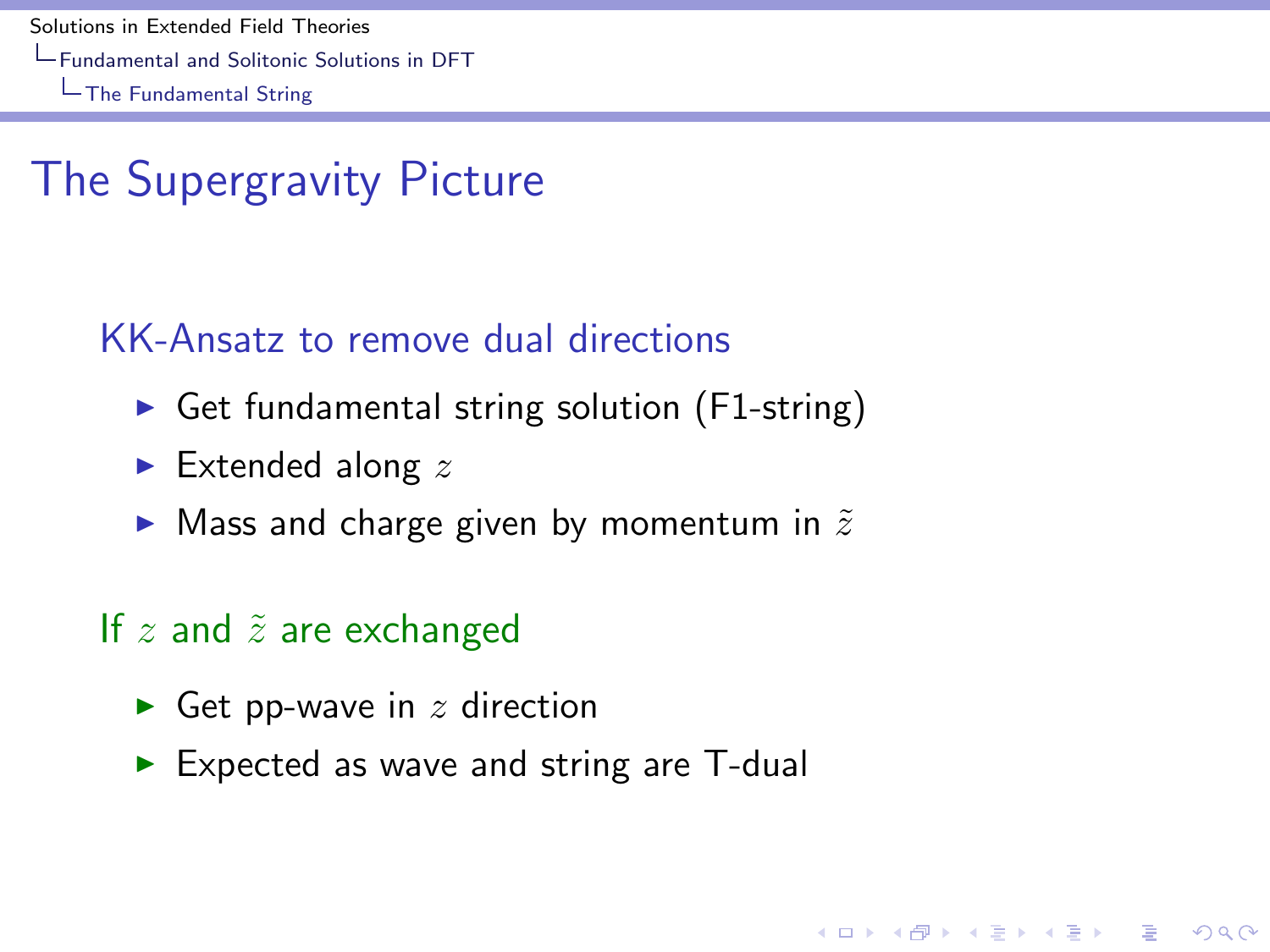# The Supergravity Picture

### KK-Ansatz to remove dual directions

- Get fundamental string solution (F1-string)
- Extended along $z$
- Mass and charge given by momentum in $\tilde{z}$

### If $z$ and $\tilde{z}$ are exchanged

- Get pp-wave in $z$ direction
- Expected as wave and string are T-dual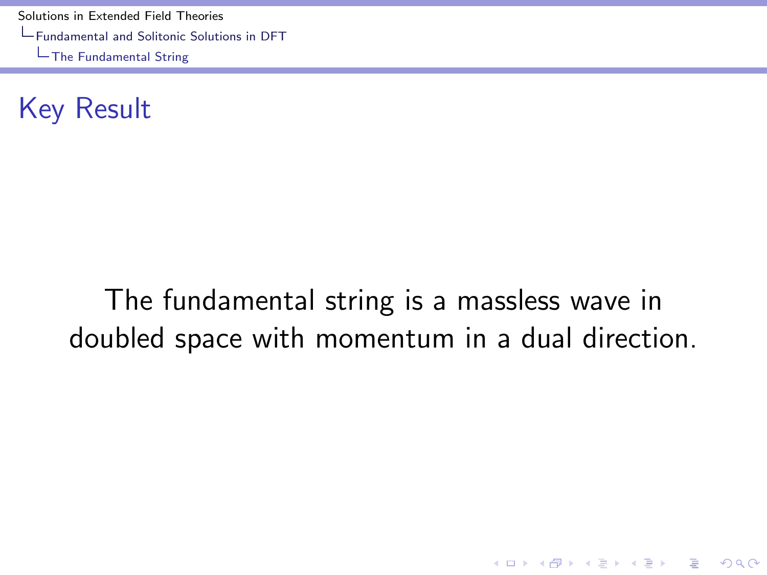# Key Result

The fundamental string is a massless wave in doubled space with momentum in a dual direction.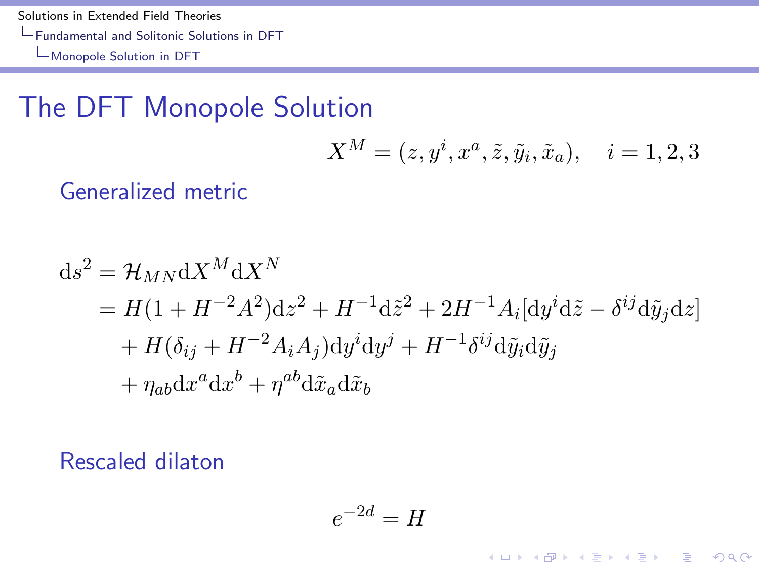# The DFT Monopole Solution

$$X^M = (z, y^i, x^a, \tilde{z}, \tilde{y}_i, \tilde{x}_a), \quad i = 1, 2, 3$$

## Generalized metric

$$\begin{aligned}
\mathrm{d}s^2 &= \mathcal{H}_{MN}\mathrm{d}X^M\mathrm{d}X^N \\
&= H(1 + H^{-2}A^2)\mathrm{d}z^2 + H^{-1}\mathrm{d}\tilde{z}^2 + 2H^{-1}A_i[\mathrm{d}y^i\mathrm{d}\tilde{z} - \delta^{ij}\mathrm{d}\tilde{y}_j\mathrm{d}z] \\
&\quad + H(\delta_{ij} + H^{-2}A_iA_j)\mathrm{d}y^i\mathrm{d}y^j + H^{-1}\delta^{ij}\mathrm{d}\tilde{y}_i\mathrm{d}\tilde{y}_j \\
&\quad + \eta_{ab}\mathrm{d}x^a\mathrm{d}x^b + \eta^{ab}\mathrm{d}\tilde{x}_a\mathrm{d}\tilde{x}_b
\end{aligned}$$

## Rescaled dilaton

$$e^{-2d} = H$$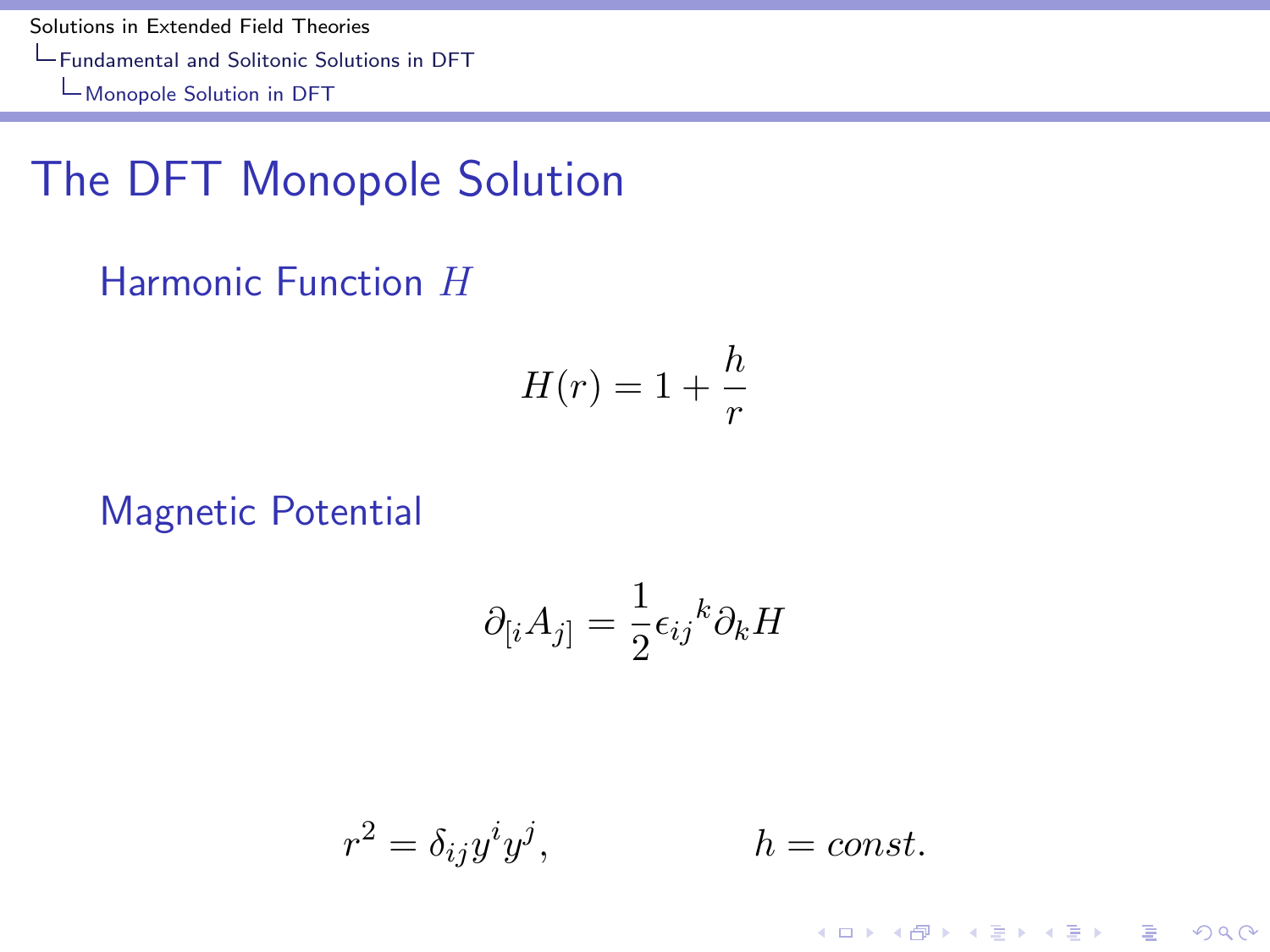# The DFT Monopole Solution

### Harmonic Function $H$

$$H(r) = 1 + \frac{h}{r}$$

### Magnetic Potential

$$\partial_{[i}A_{j]} = \frac{1}{2}\epsilon_{ij}{}^{k}\partial_k H$$

$$r^2 = \delta_{ij}y^i y^j, \qquad\qquad h = const.$$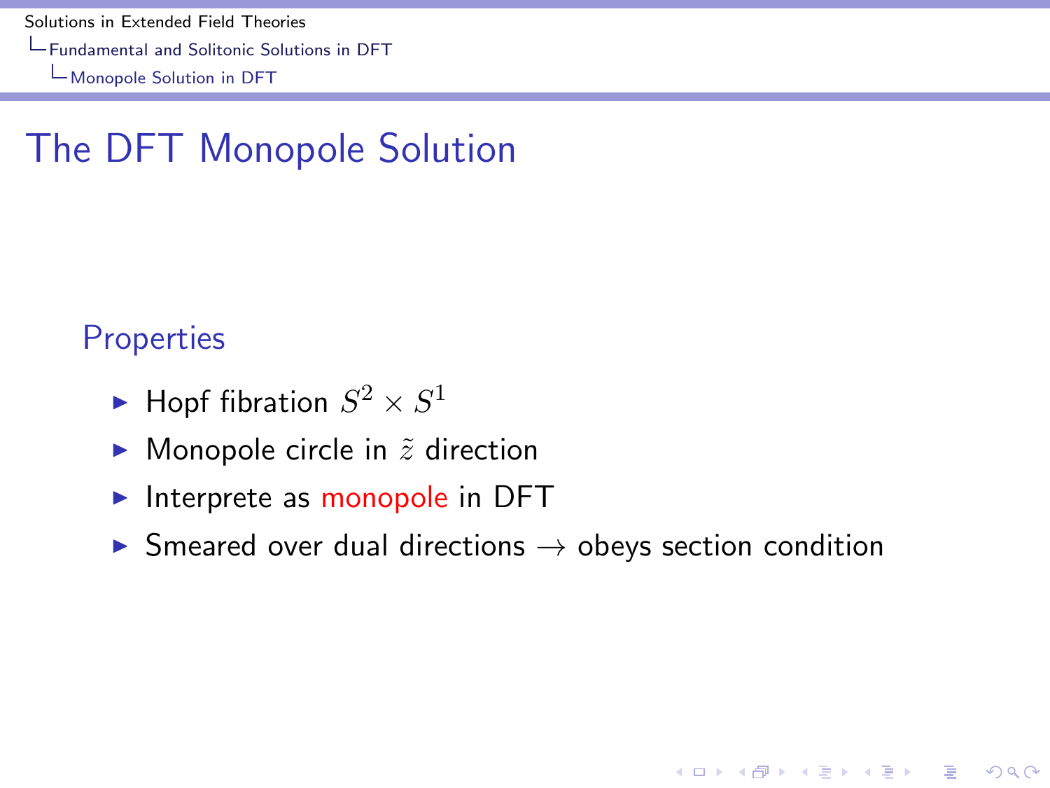# The DFT Monopole Solution

## Properties

- Hopf fibration $S^2 \times S^1$
- Monopole circle in $\tilde{z}$ direction
- Interprete as monopole in DFT
- Smeared over dual directions $\rightarrow$ obeys section condition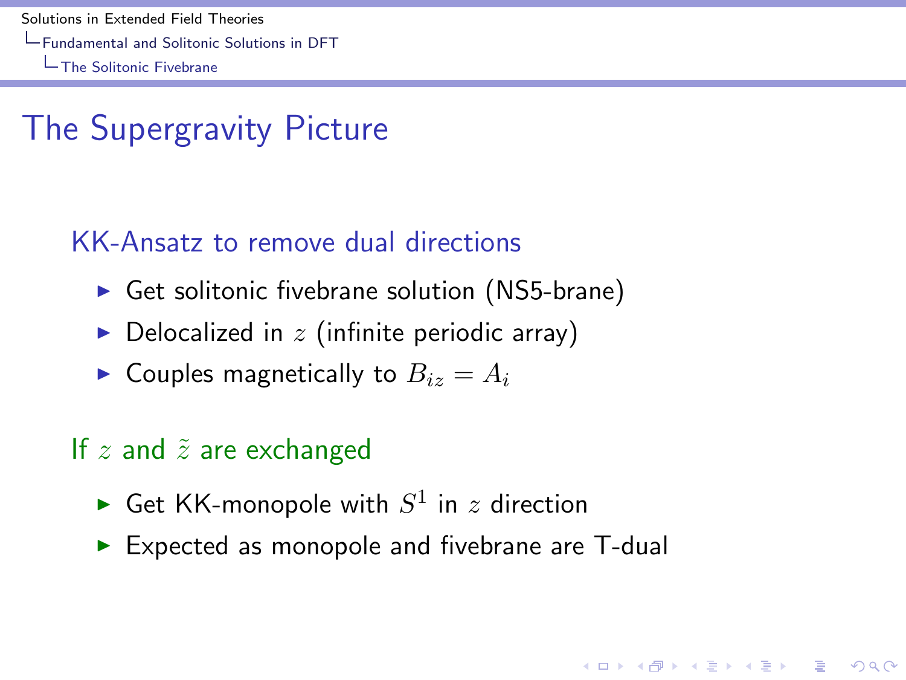# The Supergravity Picture

## KK-Ansatz to remove dual directions

- Get solitonic fivebrane solution (NS5-brane)
- Delocalized in $z$ (infinite periodic array)
- Couples magnetically to $B_{iz} = A_i$

## If $z$ and $\tilde{z}$ are exchanged

- Get KK-monopole with $S^1$ in $z$ direction
- Expected as monopole and fivebrane are T-dual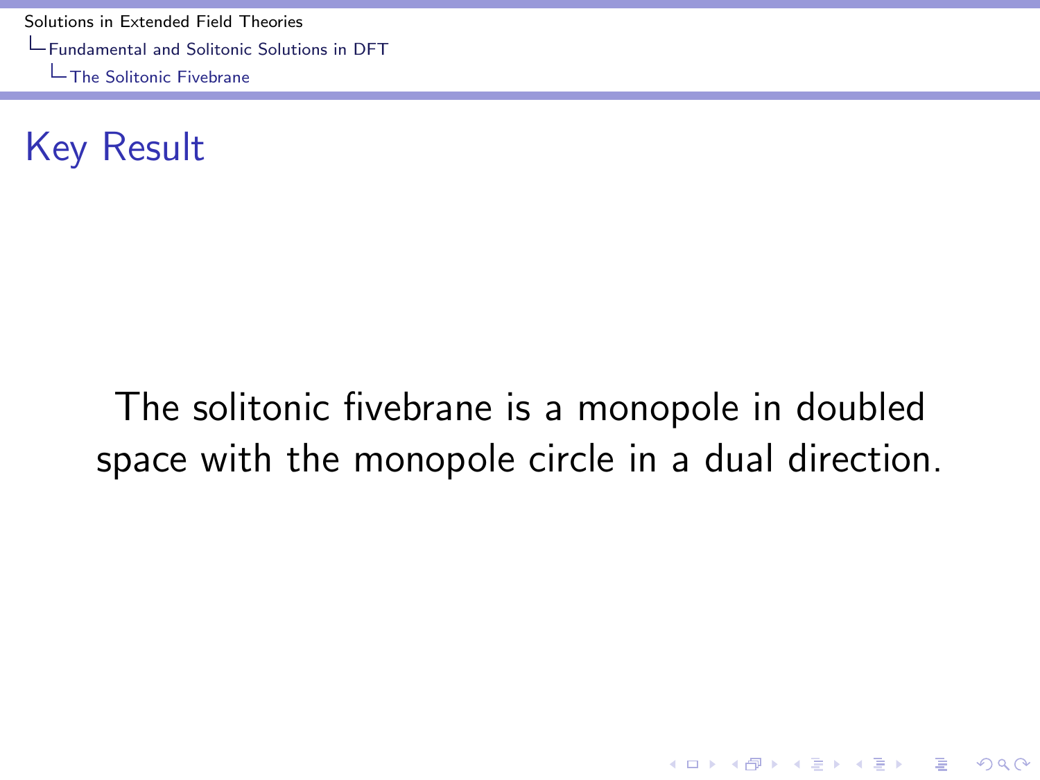# Key Result

The solitonic fivebrane is a monopole in doubled space with the monopole circle in a dual direction.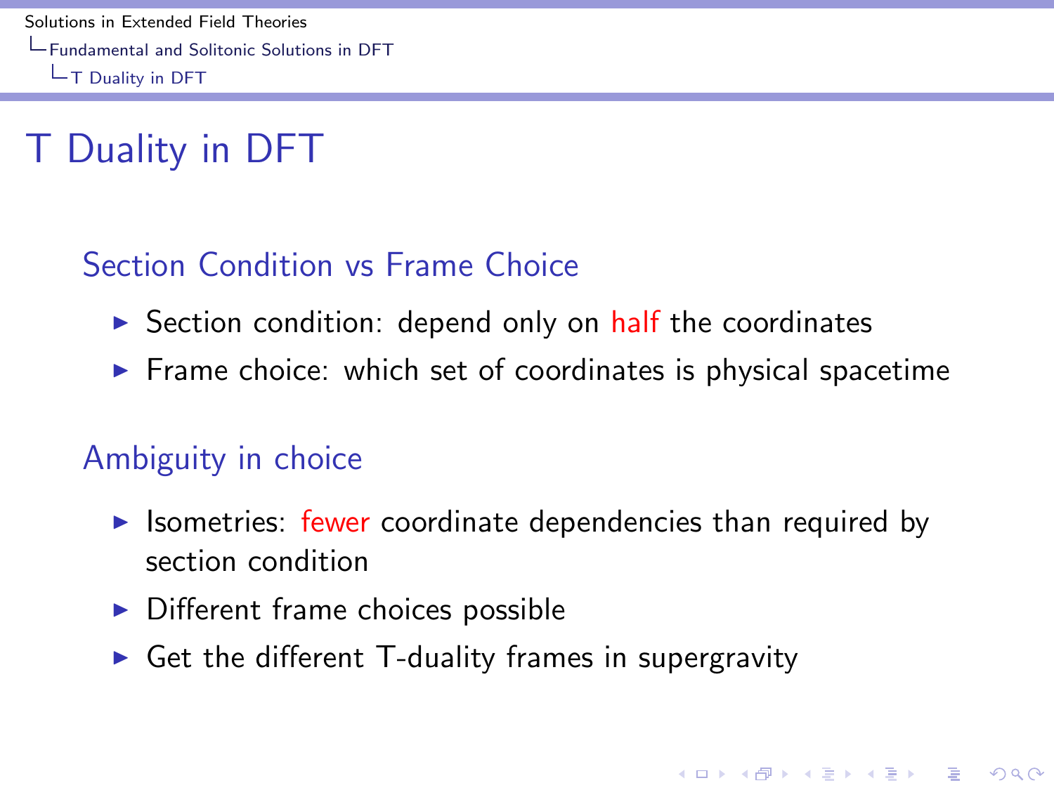# T Duality in DFT

## Section Condition vs Frame Choice

- Section condition: depend only on half the coordinates
- Frame choice: which set of coordinates is physical spacetime

## Ambiguity in choice

- Isometries: fewer coordinate dependencies than required by section condition
- Different frame choices possible
- Get the different T-duality frames in supergravity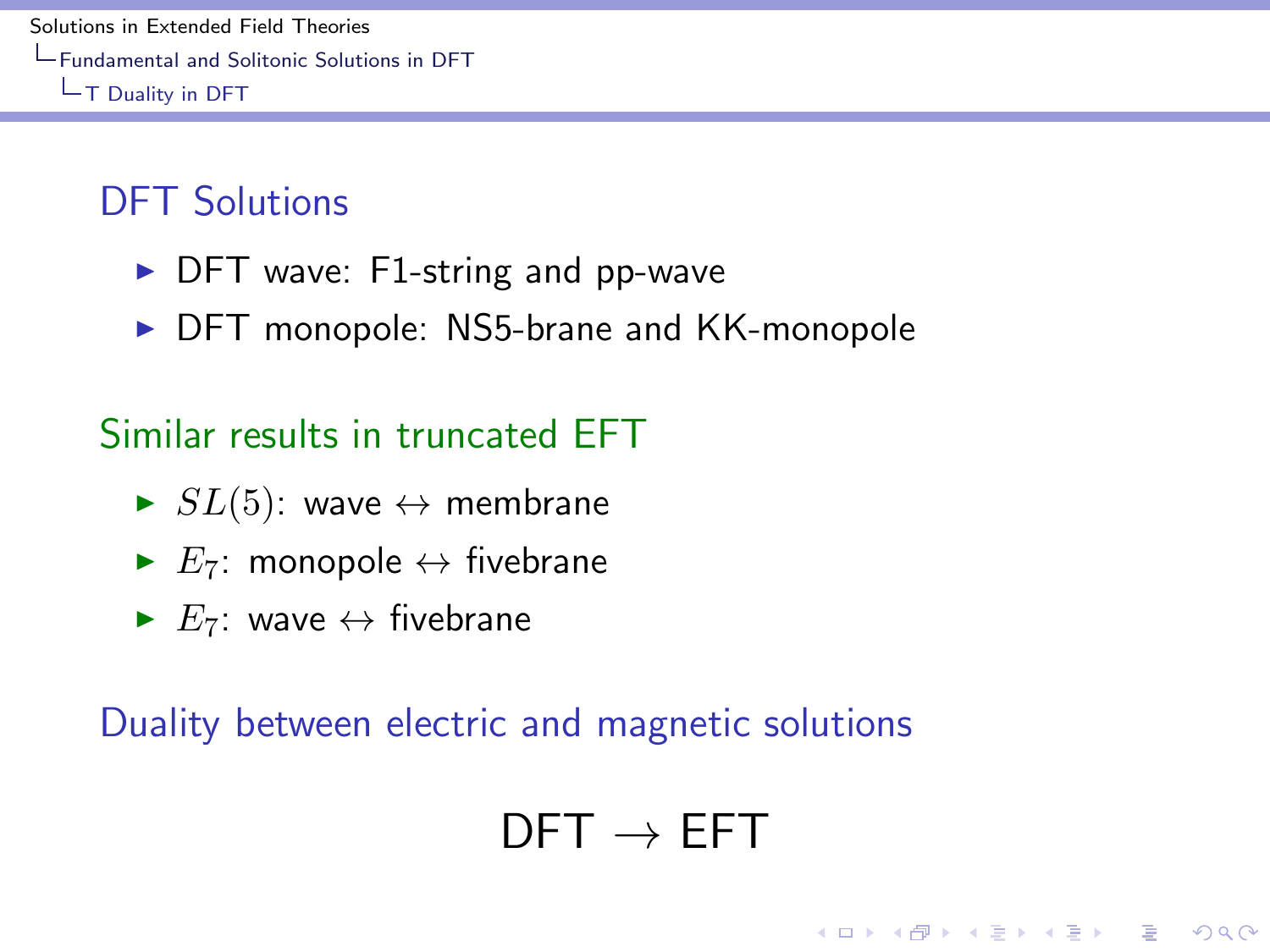## DFT Solutions

- DFT wave: F1-string and pp-wave
- DFT monopole: NS5-brane and KK-monopole

## Similar results in truncated EFT

- $SL(5)$: wave $\leftrightarrow$ membrane
- $E_7$: monopole $\leftrightarrow$ fivebrane
- $E_7$: wave $\leftrightarrow$ fivebrane

## Duality between electric and magnetic solutions

$$\text{DFT} \rightarrow \text{EFT}$$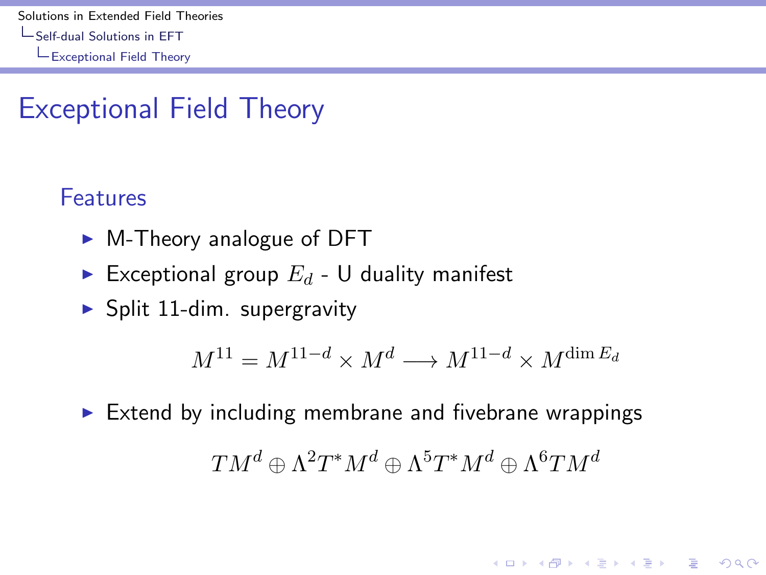# Exceptional Field Theory

## Features

- M-Theory analogue of DFT
- Exceptional group $E_d$ - U duality manifest
- Split 11-dim. supergravity

$$M^{11} = M^{11-d} \times M^{d} \longrightarrow M^{11-d} \times M^{\dim E_d}$$

- Extend by including membrane and fivebrane wrappings

$$TM^{d} \oplus \Lambda^{2} T^{*} M^{d} \oplus \Lambda^{5} T^{*} M^{d} \oplus \Lambda^{6} T M^{d}$$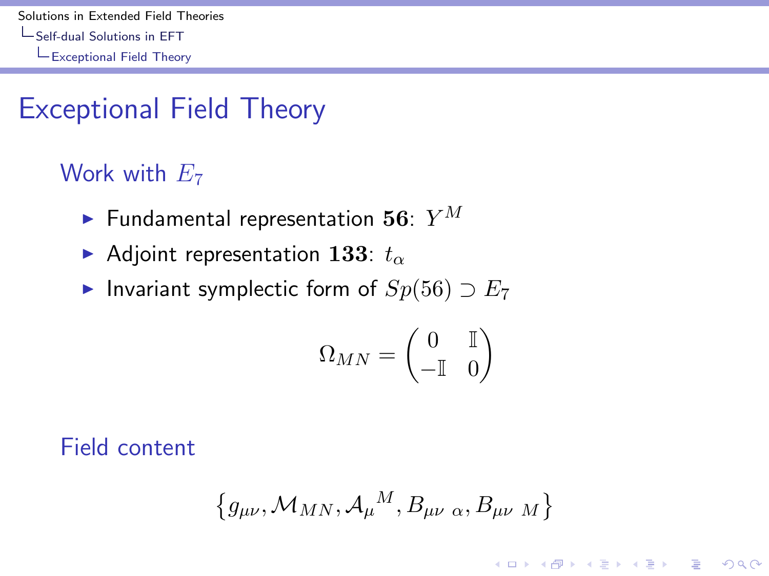# Exceptional Field Theory

## Work with $E_7$

- Fundamental representation $\mathbf{56}$: $Y^M$
- Adjoint representation $\mathbf{133}$: $t_\alpha$
- Invariant symplectic form of $Sp(56) \supset E_7$

$$\Omega_{MN} = \begin{pmatrix} 0 & \mathbb{I} \\ -\mathbb{I} & 0 \end{pmatrix}$$

## Field content

$$\{g_{\mu\nu}, \mathcal{M}_{MN}, \mathcal{A}_\mu{}^M, B_{\mu\nu\ \alpha}, B_{\mu\nu\ M}\}$$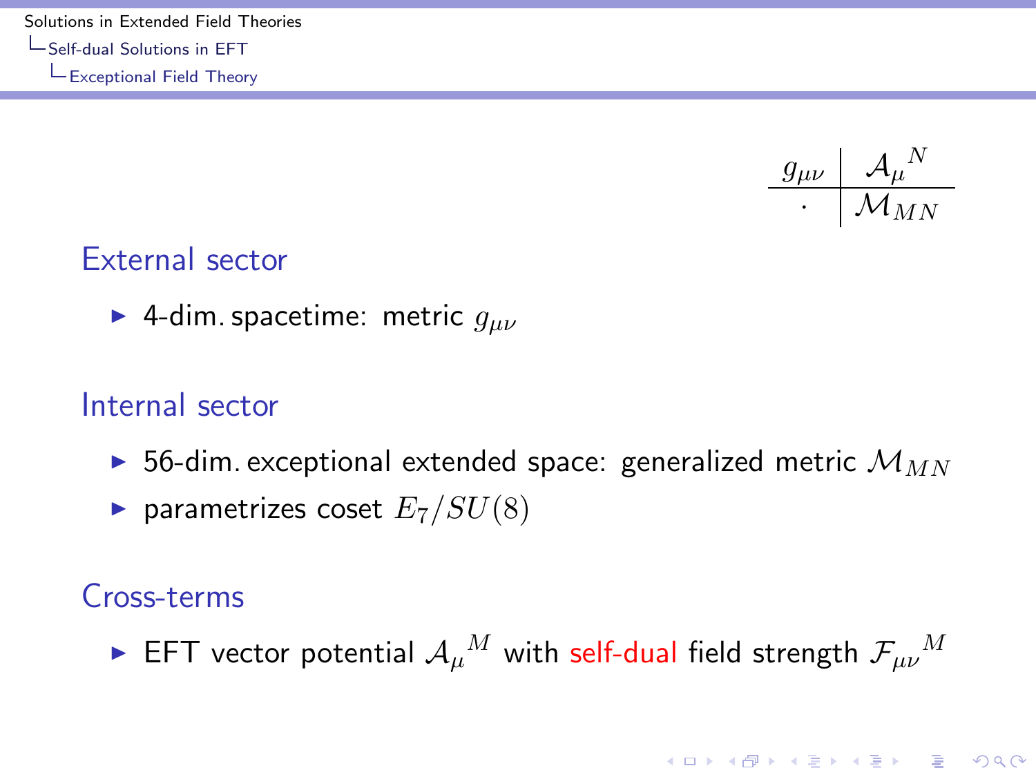| $g_{\mu\nu}$ | ${\mathcal{A}_\mu}^N$ |
|---|---|
| $\cdot$ | $\mathcal{M}_{MN}$ |

## External sector

- 4-dim. spacetime: metric $g_{\mu\nu}$

## Internal sector

- 56-dim. exceptional extended space: generalized metric $\mathcal{M}_{MN}$
- parametrizes coset $E_7/SU(8)$

## Cross-terms

- EFT vector potential ${\mathcal{A}_\mu}^M$ with self-dual field strength ${\mathcal{F}_{\mu\nu}}^M$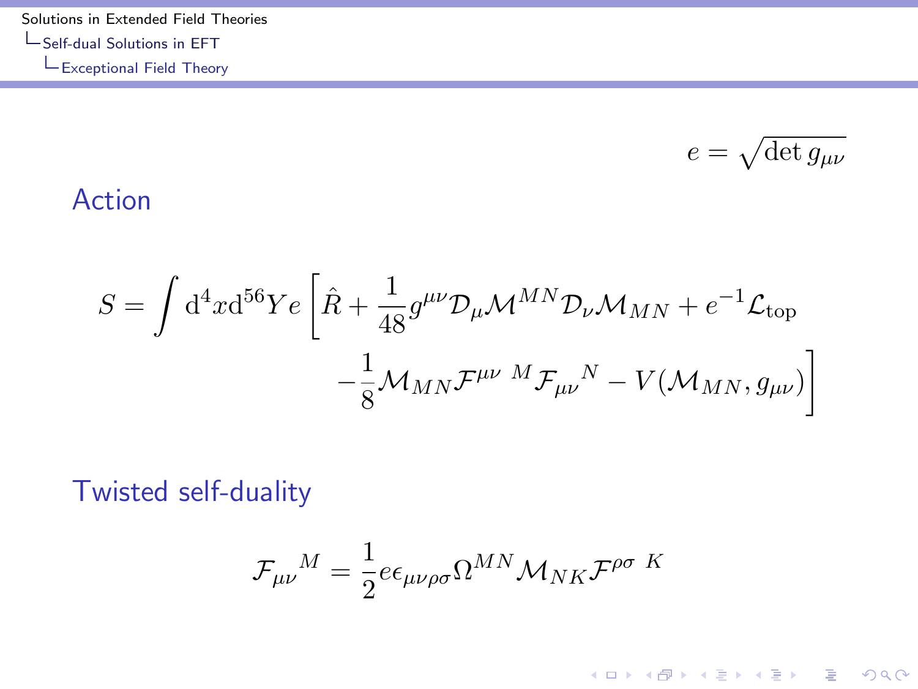$$e = \sqrt{\det g_{\mu\nu}}$$

## Action

$$S = \int \mathrm{d}^4 x \mathrm{d}^{56} Y e \left[ \hat{R} + \frac{1}{48} g^{\mu\nu} \mathcal{D}_\mu \mathcal{M}^{MN} \mathcal{D}_\nu \mathcal{M}_{MN} + e^{-1} \mathcal{L}_{\text{top}} - \frac{1}{8} \mathcal{M}_{MN} \mathcal{F}^{\mu\nu\ M} \mathcal{F}_{\mu\nu}{}^{N} - V(\mathcal{M}_{MN}, g_{\mu\nu}) \right]$$

## Twisted self-duality

$$\mathcal{F}_{\mu\nu}{}^{M} = \frac{1}{2} e \epsilon_{\mu\nu\rho\sigma} \Omega^{MN} \mathcal{M}_{NK} \mathcal{F}^{\rho\sigma\ K}$$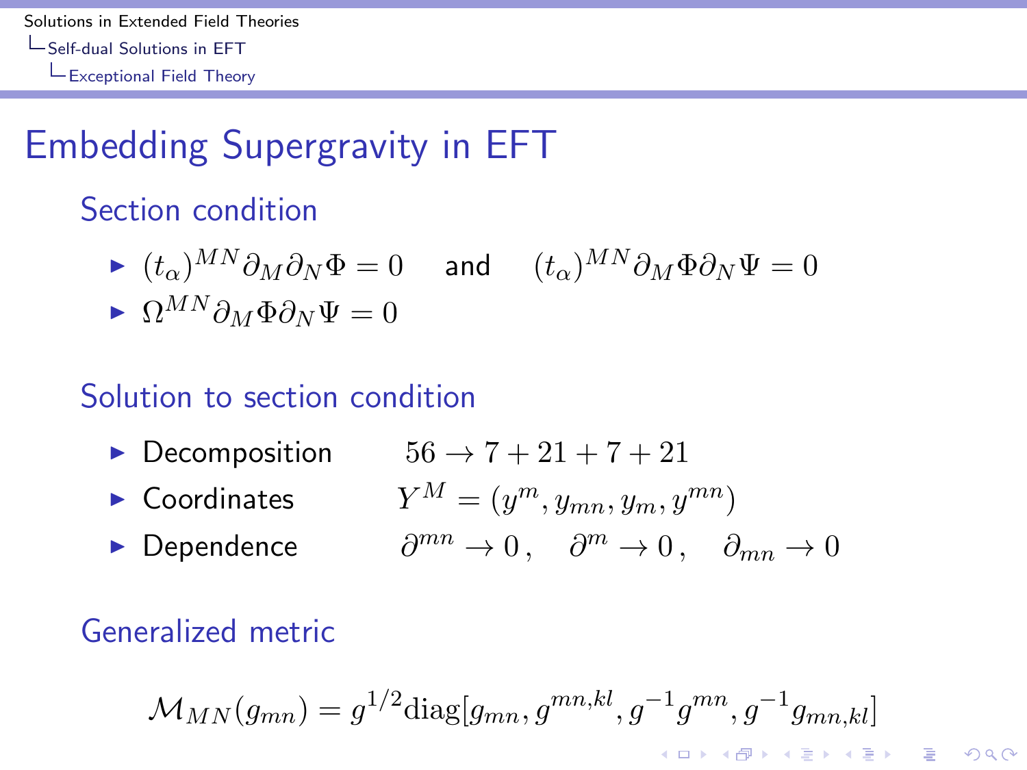# Embedding Supergravity in EFT

## Section condition

- $(t_\alpha)^{MN}\partial_M\partial_N\Phi = 0$ and $(t_\alpha)^{MN}\partial_M\Phi\partial_N\Psi = 0$
- $\Omega^{MN}\partial_M\Phi\partial_N\Psi = 0$

## Solution to section condition

- Decomposition $56 \to 7 + 21 + 7 + 21$
- Coordinates $Y^M = (y^m, y_{mn}, y_m, y^{mn})$
- Dependence $\partial^{mn} \to 0\,, \quad \partial^m \to 0\,, \quad \partial_{mn} \to 0$

## Generalized metric

$$\mathcal{M}_{MN}(g_{mn}) = g^{1/2}\mathrm{diag}[g_{mn}, g^{mn,kl}, g^{-1}g^{mn}, g^{-1}g_{mn,kl}]$$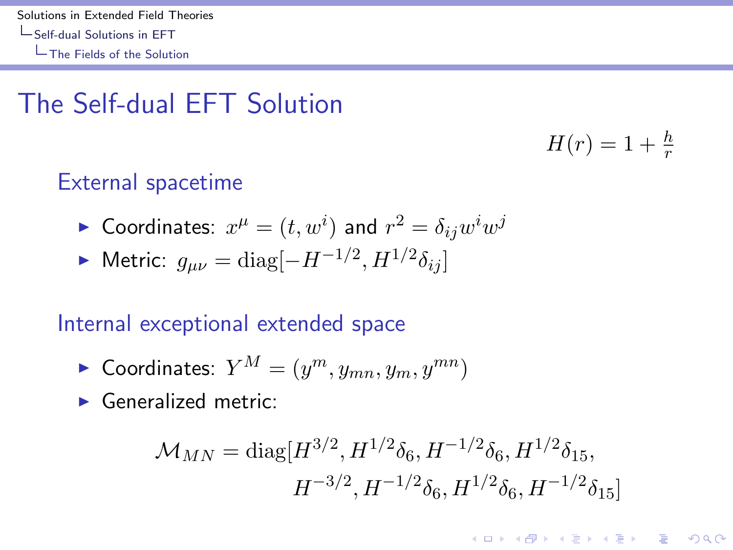# The Self-dual EFT Solution

$$H(r) = 1 + \frac{h}{r}$$

## External spacetime

- Coordinates: $x^\mu = (t, w^i)$ and $r^2 = \delta_{ij} w^i w^j$
- Metric: $g_{\mu\nu} = \text{diag}[-H^{-1/2}, H^{1/2}\delta_{ij}]$

## Internal exceptional extended space

- Coordinates: $Y^M = (y^m, y_{mn}, y_m, y^{mn})$
- Generalized metric:

$$\mathcal{M}_{MN} = \text{diag}[H^{3/2}, H^{1/2}\delta_6, H^{-1/2}\delta_6, H^{1/2}\delta_{15}, \\ H^{-3/2}, H^{-1/2}\delta_6, H^{1/2}\delta_6, H^{-1/2}\delta_{15}]$$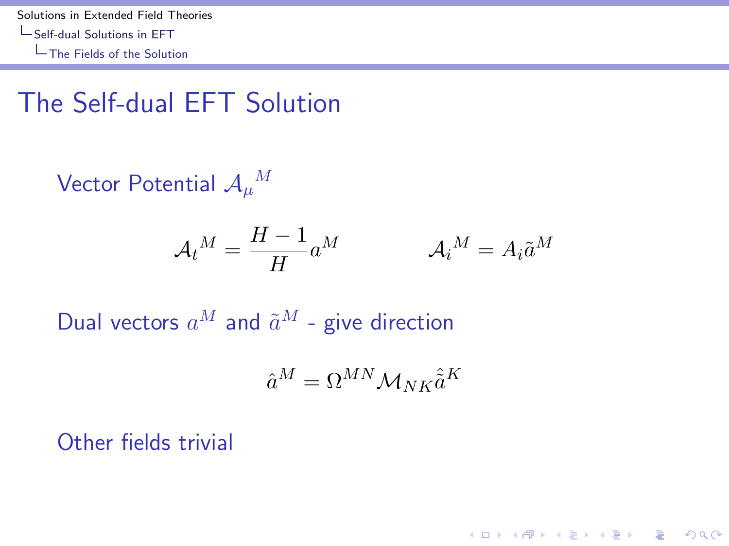# The Self-dual EFT Solution

Vector Potential ${\mathcal{A}_\mu}^M$

$$
{\mathcal{A}_t}^M = \frac{H-1}{H} a^M \qquad\qquad {\mathcal{A}_i}^M = A_i \tilde{a}^M
$$

Dual vectors $a^M$ and $\tilde{a}^M$ - give direction

$$
\hat{a}^M = \Omega^{MN} \mathcal{M}_{NK} \hat{\tilde{a}}^K
$$

Other fields trivial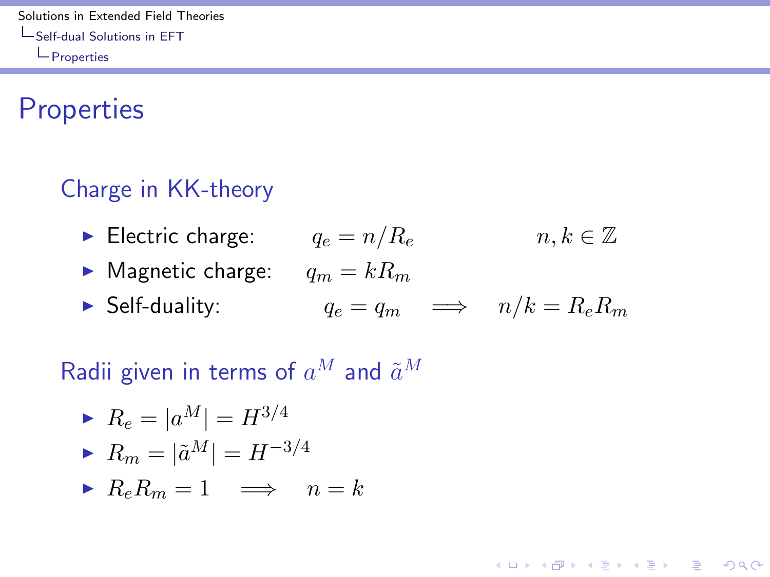# Properties

## Charge in KK-theory

- Electric charge: $q_e = n/R_e$ $\qquad n, k \in \mathbb{Z}$
- Magnetic charge: $q_m = kR_m$
- Self-duality: $q_e = q_m \implies n/k = R_e R_m$

## Radii given in terms of $a^M$ and $\tilde{a}^M$

- $R_e = |a^M| = H^{3/4}$
- $R_m = |\tilde{a}^M| = H^{-3/4}$
- $R_e R_m = 1 \implies n = k$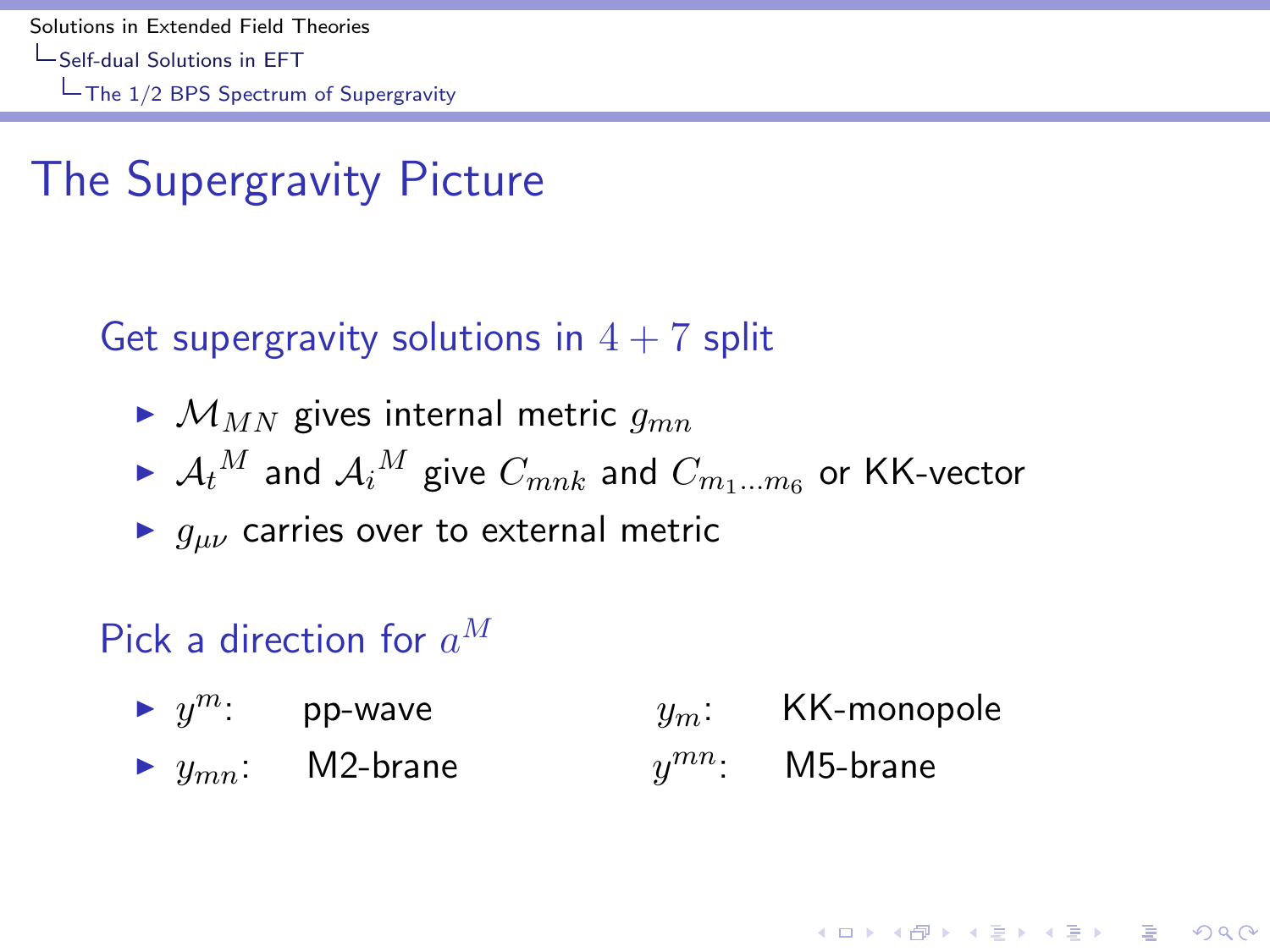# The Supergravity Picture

### Get supergravity solutions in $4+7$ split

- $\mathcal{M}_{MN}$ gives internal metric $g_{mn}$
- ${\mathcal{A}_t}^M$ and ${\mathcal{A}_i}^M$ give $C_{mnk}$ and $C_{m_1 \dots m_6}$ or KK-vector
- $g_{\mu\nu}$ carries over to external metric

### Pick a direction for $a^M$

- $y^m$: pp-wave — $y_m$: KK-monopole
- $y_{mn}$: M2-brane — $y^{mn}$: M5-brane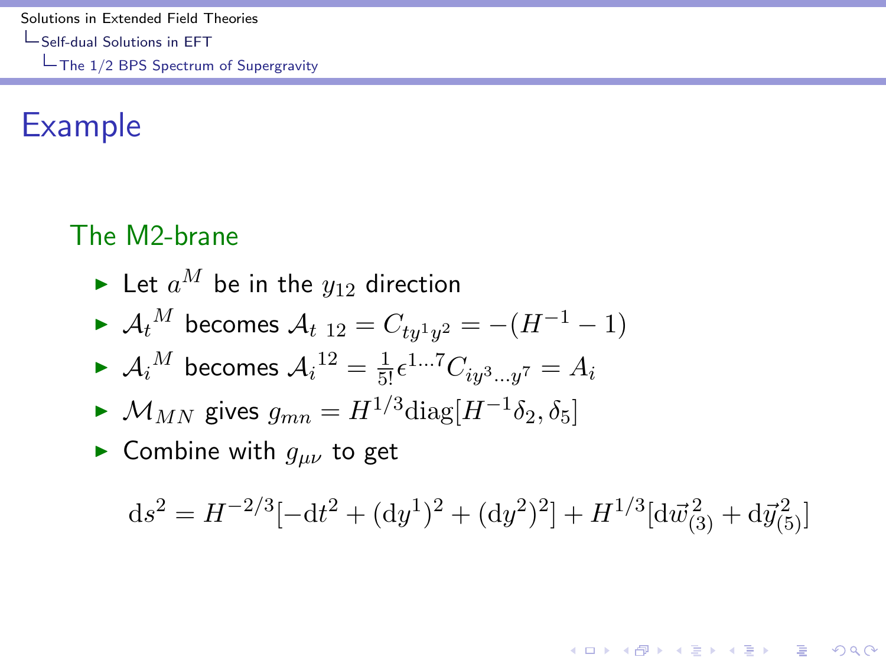## Example

### The M2-brane

- Let $a^M$ be in the $y_{12}$ direction
- ${\mathcal{A}_t}^M$ becomes $\mathcal{A}_{t\ 12} = C_{ty^1y^2} = -(H^{-1} - 1)$
- ${\mathcal{A}_i}^M$ becomes ${\mathcal{A}_i}^{12} = \frac{1}{5!}\epsilon^{1\ldots 7} C_{iy^3\ldots y^7} = A_i$
- $\mathcal{M}_{MN}$ gives $g_{mn} = H^{1/3}\mathrm{diag}[H^{-1}\delta_2, \delta_5]$
- Combine with $g_{\mu\nu}$ to get

$$\mathrm{d}s^2 = H^{-2/3}[-\mathrm{d}t^2 + (\mathrm{d}y^1)^2 + (\mathrm{d}y^2)^2] + H^{1/3}[\mathrm{d}\vec{w}^2_{(3)} + \mathrm{d}\vec{y}^2_{(5)}]$$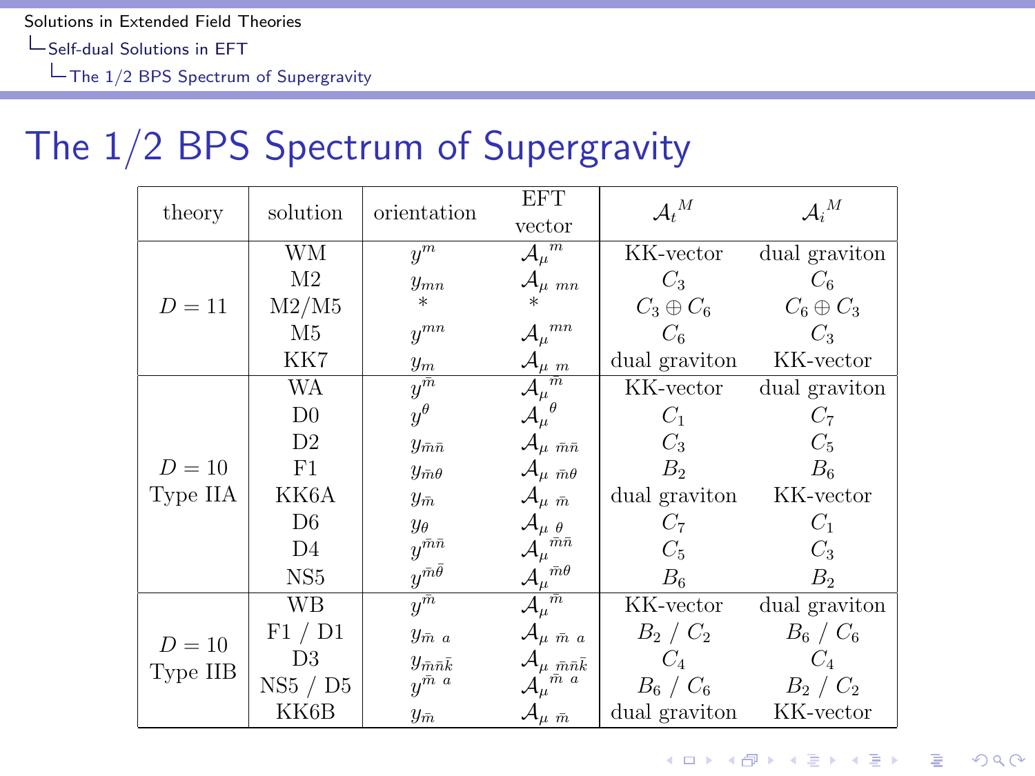# The 1/2 BPS Spectrum of Supergravity

| theory | solution | orientation | EFT vector | ${\mathcal{A}_t}^M$ | ${\mathcal{A}_i}^M$ |
|---|---|---|---|---|---|
| $D=11$ | WM | $y^m$ | ${\mathcal{A}_\mu}^m$ | KK-vector | dual graviton |
| | M2 | $y_{mn}$ | $\mathcal{A}_{\mu\ mn}$ | $C_3$ | $C_6$ |
| | M2/M5 | * | * | $C_3 \oplus C_6$ | $C_6 \oplus C_3$ |
| | M5 | $y^{mn}$ | ${\mathcal{A}_\mu}^{mn}$ | $C_6$ | $C_3$ |
| | KK7 | $y_m$ | $\mathcal{A}_{\mu\ m}$ | dual graviton | KK-vector |
| $D=10$ Type IIA | WA | $y^{\bar{m}}$ | ${\mathcal{A}_\mu}^{\bar{m}}$ | KK-vector | dual graviton |
| | D0 | $y^\theta$ | ${\mathcal{A}_\mu}^\theta$ | $C_1$ | $C_7$ |
| | D2 | $y_{\bar{m}\bar{n}}$ | $\mathcal{A}_{\mu\ \bar{m}\bar{n}}$ | $C_3$ | $C_5$ |
| | F1 | $y_{\bar{m}\theta}$ | $\mathcal{A}_{\mu\ \bar{m}\theta}$ | $B_2$ | $B_6$ |
| | KK6A | $y_{\bar{m}}$ | $\mathcal{A}_{\mu\ \bar{m}}$ | dual graviton | KK-vector |
| | D6 | $y_\theta$ | $\mathcal{A}_{\mu\ \theta}$ | $C_7$ | $C_1$ |
| | D4 | $y^{\bar{m}\bar{n}}$ | ${\mathcal{A}_\mu}^{\bar{m}\bar{n}}$ | $C_5$ | $C_3$ |
| | NS5 | $y^{\bar{m}\bar{\theta}}$ | ${\mathcal{A}_\mu}^{\bar{m}\theta}$ | $B_6$ | $B_2$ |
| $D=10$ Type IIB | WB | $y^{\bar{m}}$ | ${\mathcal{A}_\mu}^{\bar{m}}$ | KK-vector | dual graviton |
| | F1 / D1 | $y_{\bar{m}\ a}$ | $\mathcal{A}_{\mu\ \bar{m}\ a}$ | $B_2$ / $C_2$ | $B_6$ / $C_6$ |
| | D3 | $y_{\bar{m}\bar{n}\bar{k}}$ | $\mathcal{A}_{\mu\ \bar{m}\bar{n}\bar{k}}$ | $C_4$ | $C_4$ |
| | NS5 / D5 | $y^{\bar{m}\ a}$ | ${\mathcal{A}_\mu}^{\bar{m}\ a}$ | $B_6$ / $C_6$ | $B_2$ / $C_2$ |
| | KK6B | $y_{\bar{m}}$ | $\mathcal{A}_{\mu\ \bar{m}}$ | dual graviton | KK-vector |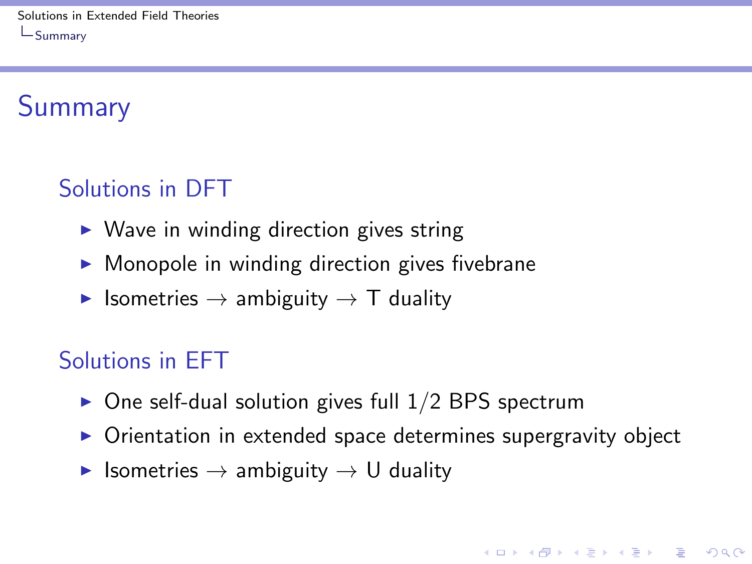# Summary

## Solutions in DFT

- Wave in winding direction gives string
- Monopole in winding direction gives fivebrane
- Isometries $\rightarrow$ ambiguity $\rightarrow$ T duality

## Solutions in EFT

- One self-dual solution gives full $1/2$ BPS spectrum
- Orientation in extended space determines supergravity object
- Isometries $\rightarrow$ ambiguity $\rightarrow$ U duality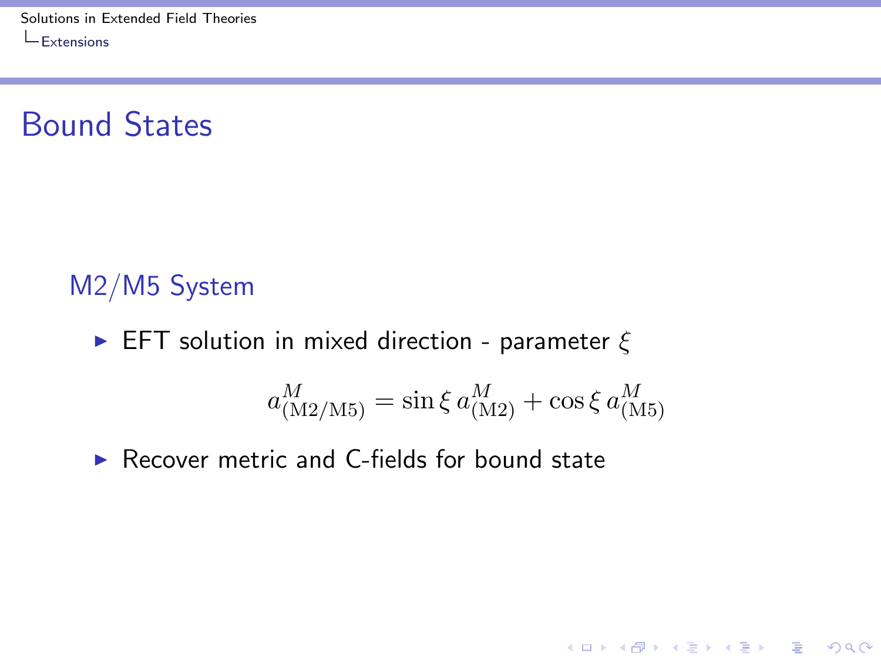# Bound States

## M2/M5 System

- EFT solution in mixed direction - parameter $\xi$

$$a^M_{(\mathrm{M2/M5})} = \sin\xi \, a^M_{(\mathrm{M2})} + \cos\xi \, a^M_{(\mathrm{M5})}$$

- Recover metric and C-fields for bound state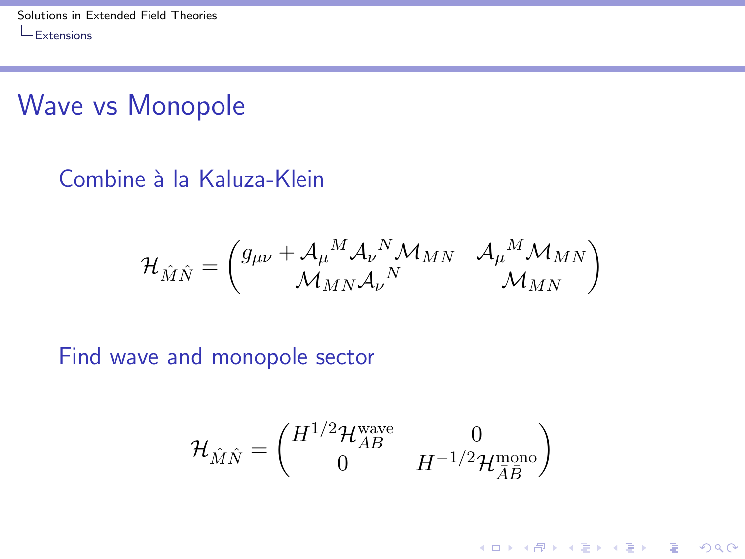# Wave vs Monopole

Combine à la Kaluza-Klein

$$
\mathcal{H}_{\hat{M}\hat{N}} = \begin{pmatrix} g_{\mu\nu} + \mathcal{A}_\mu{}^M \mathcal{A}_\nu{}^N \mathcal{M}_{MN} & \mathcal{A}_\mu{}^M \mathcal{M}_{MN} \\ \mathcal{M}_{MN} \mathcal{A}_\nu{}^N & \mathcal{M}_{MN} \end{pmatrix}
$$

Find wave and monopole sector

$$
\mathcal{H}_{\hat{M}\hat{N}} = \begin{pmatrix} H^{1/2} \mathcal{H}^{\text{wave}}_{AB} & 0 \\ 0 & H^{-1/2} \mathcal{H}^{\text{mono}}_{\bar{A}\bar{B}} \end{pmatrix}
$$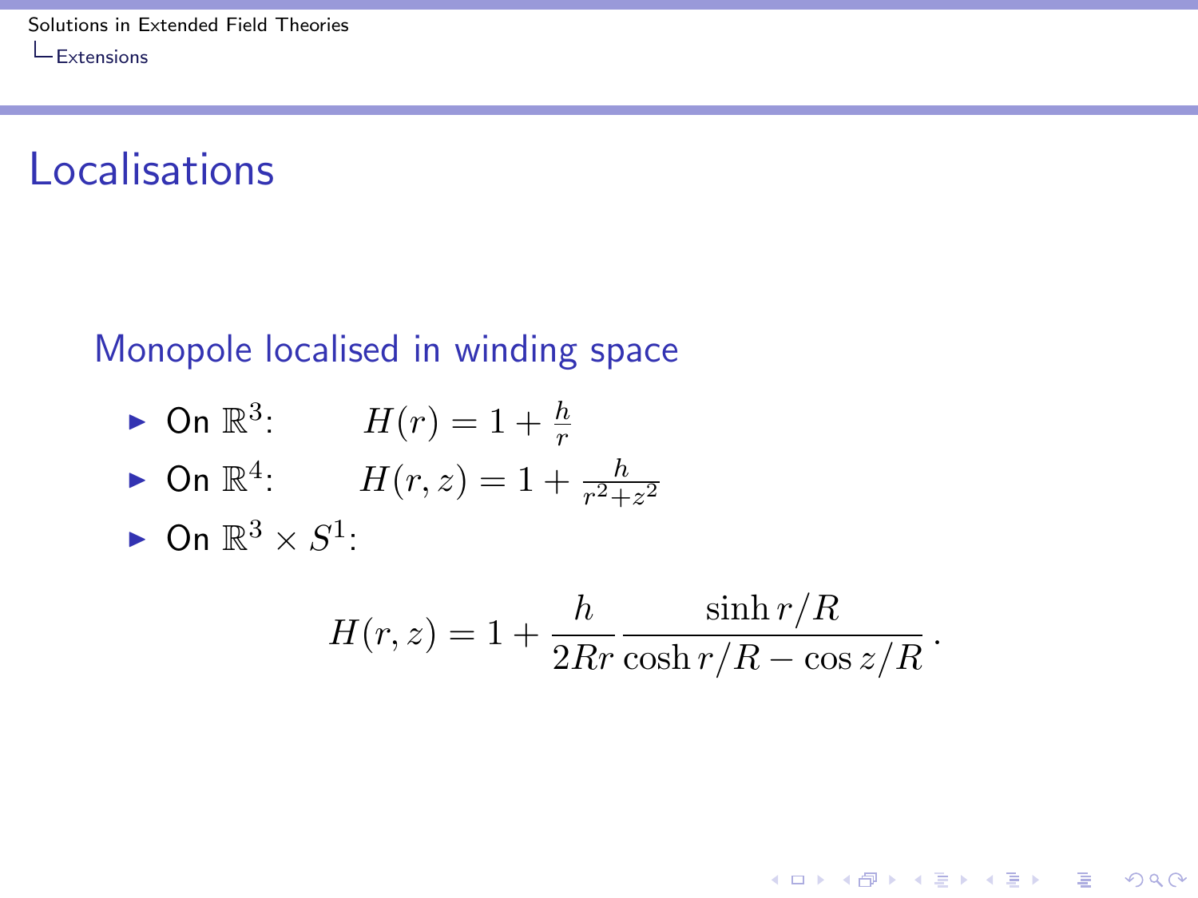## Localisations

### Monopole localised in winding space

- On $\mathbb{R}^3$: $H(r) = 1 + \frac{h}{r}$
- On $\mathbb{R}^4$: $H(r,z) = 1 + \frac{h}{r^2+z^2}$
- On $\mathbb{R}^3 \times S^1$:

$$H(r,z) = 1 + \frac{h}{2Rr} \frac{\sinh r/R}{\cosh r/R - \cos z/R} \, .$$